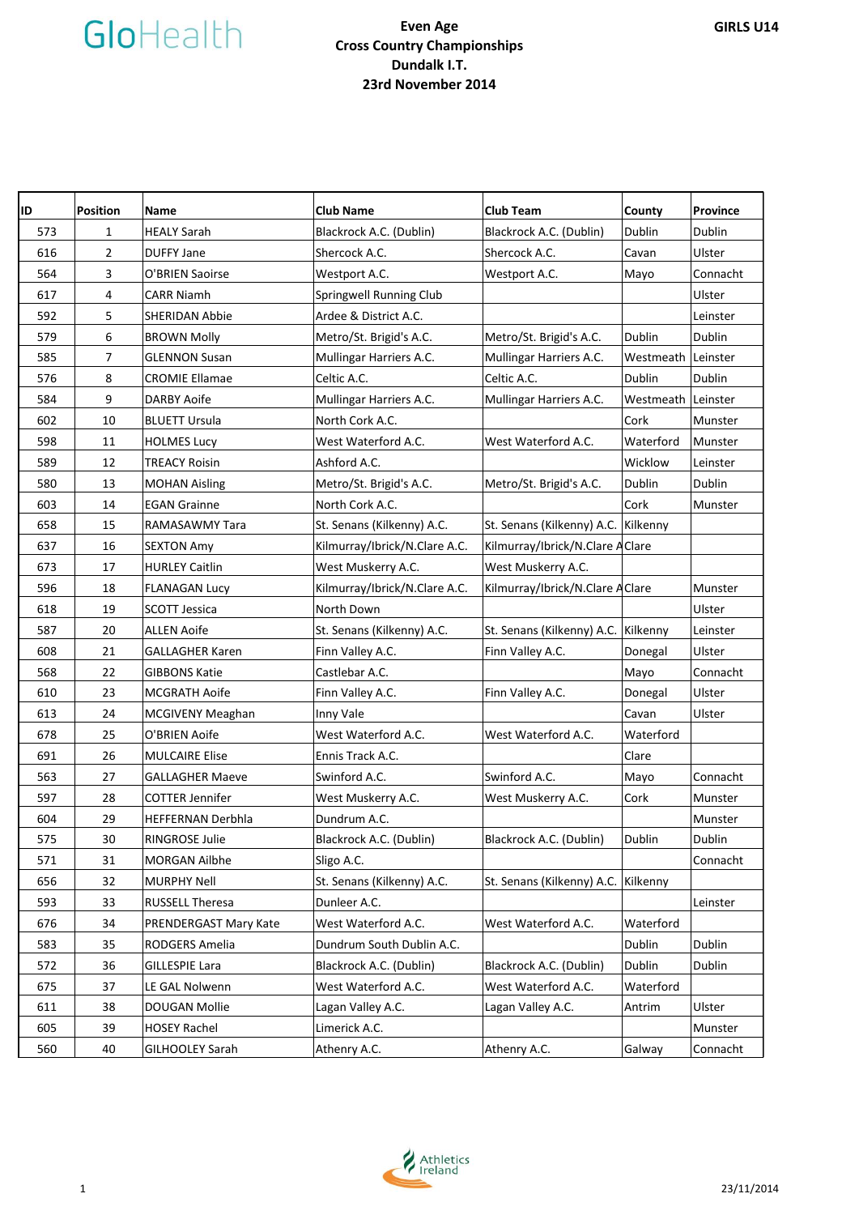GloHealth

# Even Age Cross Country Championships
## Dundalk I.T.
## 23rd November 2014

**GIRLS U14**

| ID | Position | Name | Club Name | Club Team | County | Province |
|---|---|---|---|---|---|---|
| 573 | 1 | HEALY Sarah | Blackrock A.C. (Dublin) | Blackrock A.C. (Dublin) | Dublin | Dublin |
| 616 | 2 | DUFFY Jane | Shercock A.C. | Shercock A.C. | Cavan | Ulster |
| 564 | 3 | O'BRIEN Saoirse | Westport A.C. | Westport A.C. | Mayo | Connacht |
| 617 | 4 | CARR Niamh | Springwell Running Club | | | Ulster |
| 592 | 5 | SHERIDAN Abbie | Ardee & District A.C. | | | Leinster |
| 579 | 6 | BROWN Molly | Metro/St. Brigid's A.C. | Metro/St. Brigid's A.C. | Dublin | Dublin |
| 585 | 7 | GLENNON Susan | Mullingar Harriers A.C. | Mullingar Harriers A.C. | Westmeath | Leinster |
| 576 | 8 | CROMIE Ellamae | Celtic A.C. | Celtic A.C. | Dublin | Dublin |
| 584 | 9 | DARBY Aoife | Mullingar Harriers A.C. | Mullingar Harriers A.C. | Westmeath | Leinster |
| 602 | 10 | BLUETT Ursula | North Cork A.C. | | Cork | Munster |
| 598 | 11 | HOLMES Lucy | West Waterford A.C. | West Waterford A.C. | Waterford | Munster |
| 589 | 12 | TREACY Roisin | Ashford A.C. | | Wicklow | Leinster |
| 580 | 13 | MOHAN Aisling | Metro/St. Brigid's A.C. | Metro/St. Brigid's A.C. | Dublin | Dublin |
| 603 | 14 | EGAN Grainne | North Cork A.C. | | Cork | Munster |
| 658 | 15 | RAMASAWMY Tara | St. Senans (Kilkenny) A.C. | St. Senans (Kilkenny) A.C. | Kilkenny | |
| 637 | 16 | SEXTON Amy | Kilmurray/Ibrick/N.Clare A.C. | Kilmurray/Ibrick/N.Clare A | Clare | |
| 673 | 17 | HURLEY Caitlin | West Muskerry A.C. | West Muskerry A.C. | | |
| 596 | 18 | FLANAGAN Lucy | Kilmurray/Ibrick/N.Clare A.C. | Kilmurray/Ibrick/N.Clare A | Clare | Munster |
| 618 | 19 | SCOTT Jessica | North Down | | | Ulster |
| 587 | 20 | ALLEN Aoife | St. Senans (Kilkenny) A.C. | St. Senans (Kilkenny) A.C. | Kilkenny | Leinster |
| 608 | 21 | GALLAGHER Karen | Finn Valley A.C. | Finn Valley A.C. | Donegal | Ulster |
| 568 | 22 | GIBBONS Katie | Castlebar A.C. | | Mayo | Connacht |
| 610 | 23 | MCGRATH Aoife | Finn Valley A.C. | Finn Valley A.C. | Donegal | Ulster |
| 613 | 24 | MCGIVENY Meaghan | Inny Vale | | Cavan | Ulster |
| 678 | 25 | O'BRIEN Aoife | West Waterford A.C. | West Waterford A.C. | Waterford | |
| 691 | 26 | MULCAIRE Elise | Ennis Track A.C. | | Clare | |
| 563 | 27 | GALLAGHER Maeve | Swinford A.C. | Swinford A.C. | Mayo | Connacht |
| 597 | 28 | COTTER Jennifer | West Muskerry A.C. | West Muskerry A.C. | Cork | Munster |
| 604 | 29 | HEFFERNAN Derbhla | Dundrum A.C. | | | Munster |
| 575 | 30 | RINGROSE Julie | Blackrock A.C. (Dublin) | Blackrock A.C. (Dublin) | Dublin | Dublin |
| 571 | 31 | MORGAN Ailbhe | Sligo A.C. | | | Connacht |
| 656 | 32 | MURPHY Nell | St. Senans (Kilkenny) A.C. | St. Senans (Kilkenny) A.C. | Kilkenny | |
| 593 | 33 | RUSSELL Theresa | Dunleer A.C. | | | Leinster |
| 676 | 34 | PRENDERGAST Mary Kate | West Waterford A.C. | West Waterford A.C. | Waterford | |
| 583 | 35 | RODGERS Amelia | Dundrum South Dublin A.C. | | Dublin | Dublin |
| 572 | 36 | GILLESPIE Lara | Blackrock A.C. (Dublin) | Blackrock A.C. (Dublin) | Dublin | Dublin |
| 675 | 37 | LE GAL Nolwenn | West Waterford A.C. | West Waterford A.C. | Waterford | |
| 611 | 38 | DOUGAN Mollie | Lagan Valley A.C. | Lagan Valley A.C. | Antrim | Ulster |
| 605 | 39 | HOSEY Rachel | Limerick A.C. | | | Munster |
| 560 | 40 | GILHOOLEY Sarah | Athenry A.C. | Athenry A.C. | Galway | Connacht |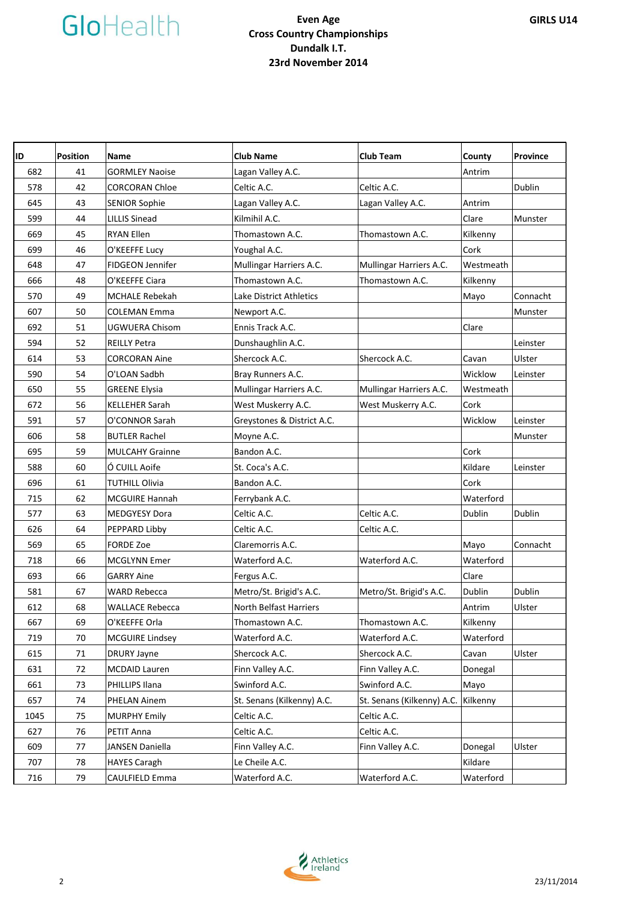# Even Age Cross Country Championships

## Dundalk I.T.

## 23rd November 2014

**GIRLS U14**

| ID | Position | Name | Club Name | Club Team | County | Province |
|---|---|---|---|---|---|---|
| 682 | 41 | GORMLEY Naoise | Lagan Valley A.C. | | Antrim | |
| 578 | 42 | CORCORAN Chloe | Celtic A.C. | Celtic A.C. | | Dublin |
| 645 | 43 | SENIOR Sophie | Lagan Valley A.C. | Lagan Valley A.C. | Antrim | |
| 599 | 44 | LILLIS Sinead | Kilmihil A.C. | | Clare | Munster |
| 669 | 45 | RYAN Ellen | Thomastown A.C. | Thomastown A.C. | Kilkenny | |
| 699 | 46 | O'KEEFFE Lucy | Youghal A.C. | | Cork | |
| 648 | 47 | FIDGEON Jennifer | Mullingar Harriers A.C. | Mullingar Harriers A.C. | Westmeath | |
| 666 | 48 | O'KEEFFE Ciara | Thomastown A.C. | Thomastown A.C. | Kilkenny | |
| 570 | 49 | MCHALE Rebekah | Lake District Athletics | | Mayo | Connacht |
| 607 | 50 | COLEMAN Emma | Newport A.C. | | | Munster |
| 692 | 51 | UGWUERA Chisom | Ennis Track A.C. | | Clare | |
| 594 | 52 | REILLY Petra | Dunshaughlin A.C. | | | Leinster |
| 614 | 53 | CORCORAN Aine | Shercock A.C. | Shercock A.C. | Cavan | Ulster |
| 590 | 54 | O'LOAN Sadbh | Bray Runners A.C. | | Wicklow | Leinster |
| 650 | 55 | GREENE Elysia | Mullingar Harriers A.C. | Mullingar Harriers A.C. | Westmeath | |
| 672 | 56 | KELLEHER Sarah | West Muskerry A.C. | West Muskerry A.C. | Cork | |
| 591 | 57 | O'CONNOR Sarah | Greystones & District A.C. | | Wicklow | Leinster |
| 606 | 58 | BUTLER Rachel | Moyne A.C. | | | Munster |
| 695 | 59 | MULCAHY Grainne | Bandon A.C. | | Cork | |
| 588 | 60 | Ó CUILL Aoife | St. Coca's A.C. | | Kildare | Leinster |
| 696 | 61 | TUTHILL Olivia | Bandon A.C. | | Cork | |
| 715 | 62 | MCGUIRE Hannah | Ferrybank A.C. | | Waterford | |
| 577 | 63 | MEDGYESY Dora | Celtic A.C. | Celtic A.C. | Dublin | Dublin |
| 626 | 64 | PEPPARD Libby | Celtic A.C. | Celtic A.C. | | |
| 569 | 65 | FORDE Zoe | Claremorris A.C. | | Mayo | Connacht |
| 718 | 66 | MCGLYNN Emer | Waterford A.C. | Waterford A.C. | Waterford | |
| 693 | 66 | GARRY Aine | Fergus A.C. | | Clare | |
| 581 | 67 | WARD Rebecca | Metro/St. Brigid's A.C. | Metro/St. Brigid's A.C. | Dublin | Dublin |
| 612 | 68 | WALLACE Rebecca | North Belfast Harriers | | Antrim | Ulster |
| 667 | 69 | O'KEEFFE Orla | Thomastown A.C. | Thomastown A.C. | Kilkenny | |
| 719 | 70 | MCGUIRE Lindsey | Waterford A.C. | Waterford A.C. | Waterford | |
| 615 | 71 | DRURY Jayne | Shercock A.C. | Shercock A.C. | Cavan | Ulster |
| 631 | 72 | MCDAID Lauren | Finn Valley A.C. | Finn Valley A.C. | Donegal | |
| 661 | 73 | PHILLIPS Ilana | Swinford A.C. | Swinford A.C. | Mayo | |
| 657 | 74 | PHELAN Ainem | St. Senans (Kilkenny) A.C. | St. Senans (Kilkenny) A.C. | Kilkenny | |
| 1045 | 75 | MURPHY Emily | Celtic A.C. | Celtic A.C. | | |
| 627 | 76 | PETIT Anna | Celtic A.C. | Celtic A.C. | | |
| 609 | 77 | JANSEN Daniella | Finn Valley A.C. | Finn Valley A.C. | Donegal | Ulster |
| 707 | 78 | HAYES Caragh | Le Cheile A.C. | | Kildare | |
| 716 | 79 | CAULFIELD Emma | Waterford A.C. | Waterford A.C. | Waterford | |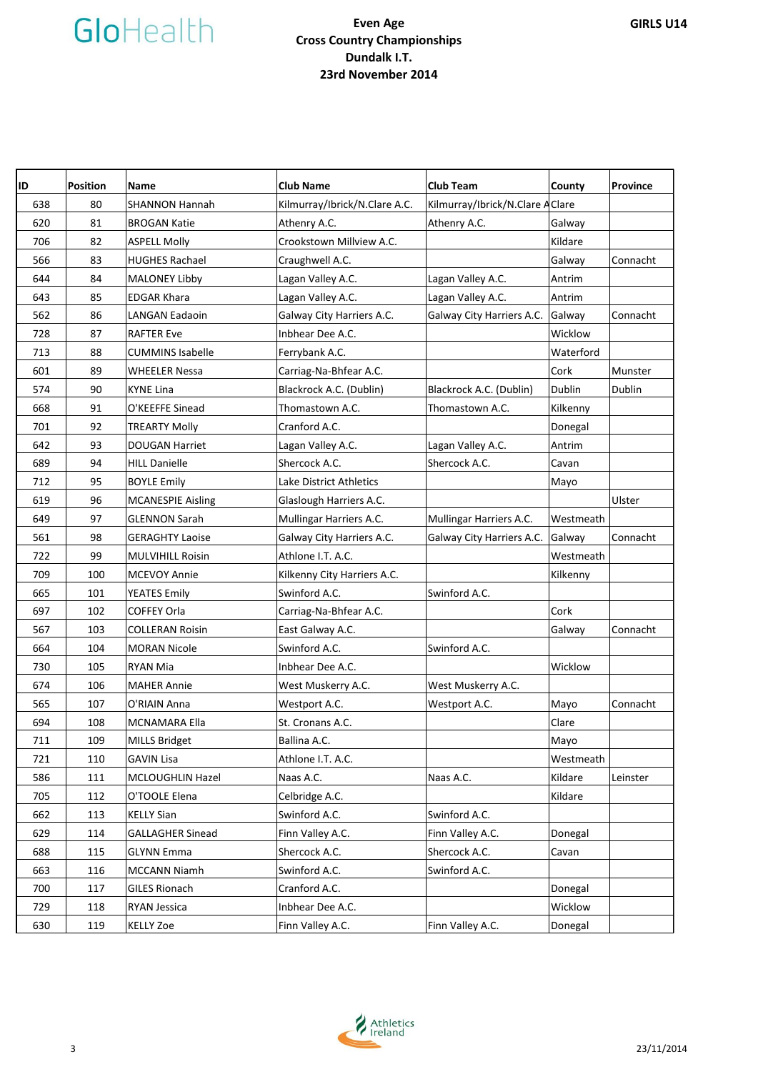GloHealth

**Even Age**
**Cross Country Championships**
**Dundalk I.T.**
**23rd November 2014**

**GIRLS U14**

| ID | Position | Name | Club Name | Club Team | County | Province |
|---|---|---|---|---|---|---|
| 638 | 80 | SHANNON Hannah | Kilmurray/Ibrick/N.Clare A.C. | Kilmurray/Ibrick/N.Clare A | Clare | |
| 620 | 81 | BROGAN Katie | Athenry A.C. | Athenry A.C. | Galway | |
| 706 | 82 | ASPELL Molly | Crookstown Millview A.C. | | Kildare | |
| 566 | 83 | HUGHES Rachael | Craughwell A.C. | | Galway | Connacht |
| 644 | 84 | MALONEY Libby | Lagan Valley A.C. | Lagan Valley A.C. | Antrim | |
| 643 | 85 | EDGAR Khara | Lagan Valley A.C. | Lagan Valley A.C. | Antrim | |
| 562 | 86 | LANGAN Eadaoin | Galway City Harriers A.C. | Galway City Harriers A.C. | Galway | Connacht |
| 728 | 87 | RAFTER Eve | Inbhear Dee A.C. | | Wicklow | |
| 713 | 88 | CUMMINS Isabelle | Ferrybank A.C. | | Waterford | |
| 601 | 89 | WHEELER Nessa | Carriag-Na-Bhfear A.C. | | Cork | Munster |
| 574 | 90 | KYNE Lina | Blackrock A.C. (Dublin) | Blackrock A.C. (Dublin) | Dublin | Dublin |
| 668 | 91 | O'KEEFFE Sinead | Thomastown A.C. | Thomastown A.C. | Kilkenny | |
| 701 | 92 | TREARTY Molly | Cranford A.C. | | Donegal | |
| 642 | 93 | DOUGAN Harriet | Lagan Valley A.C. | Lagan Valley A.C. | Antrim | |
| 689 | 94 | HILL Danielle | Shercock A.C. | Shercock A.C. | Cavan | |
| 712 | 95 | BOYLE Emily | Lake District Athletics | | Mayo | |
| 619 | 96 | MCANESPIE Aisling | Glaslough Harriers A.C. | | | Ulster |
| 649 | 97 | GLENNON Sarah | Mullingar Harriers A.C. | Mullingar Harriers A.C. | Westmeath | |
| 561 | 98 | GERAGHTY Laoise | Galway City Harriers A.C. | Galway City Harriers A.C. | Galway | Connacht |
| 722 | 99 | MULVIHILL Roisin | Athlone I.T. A.C. | | Westmeath | |
| 709 | 100 | MCEVOY Annie | Kilkenny City Harriers A.C. | | Kilkenny | |
| 665 | 101 | YEATES Emily | Swinford A.C. | Swinford A.C. | | |
| 697 | 102 | COFFEY Orla | Carriag-Na-Bhfear A.C. | | Cork | |
| 567 | 103 | COLLERAN Roisin | East Galway A.C. | | Galway | Connacht |
| 664 | 104 | MORAN Nicole | Swinford A.C. | Swinford A.C. | | |
| 730 | 105 | RYAN Mia | Inbhear Dee A.C. | | Wicklow | |
| 674 | 106 | MAHER Annie | West Muskerry A.C. | West Muskerry A.C. | | |
| 565 | 107 | O'RIAIN Anna | Westport A.C. | Westport A.C. | Mayo | Connacht |
| 694 | 108 | MCNAMARA Ella | St. Cronans A.C. | | Clare | |
| 711 | 109 | MILLS Bridget | Ballina A.C. | | Mayo | |
| 721 | 110 | GAVIN Lisa | Athlone I.T. A.C. | | Westmeath | |
| 586 | 111 | MCLOUGHLIN Hazel | Naas A.C. | Naas A.C. | Kildare | Leinster |
| 705 | 112 | O'TOOLE Elena | Celbridge A.C. | | Kildare | |
| 662 | 113 | KELLY Sian | Swinford A.C. | Swinford A.C. | | |
| 629 | 114 | GALLAGHER Sinead | Finn Valley A.C. | Finn Valley A.C. | Donegal | |
| 688 | 115 | GLYNN Emma | Shercock A.C. | Shercock A.C. | Cavan | |
| 663 | 116 | MCCANN Niamh | Swinford A.C. | Swinford A.C. | | |
| 700 | 117 | GILES Rionach | Cranford A.C. | | Donegal | |
| 729 | 118 | RYAN Jessica | Inbhear Dee A.C. | | Wicklow | |
| 630 | 119 | KELLY Zoe | Finn Valley A.C. | Finn Valley A.C. | Donegal | |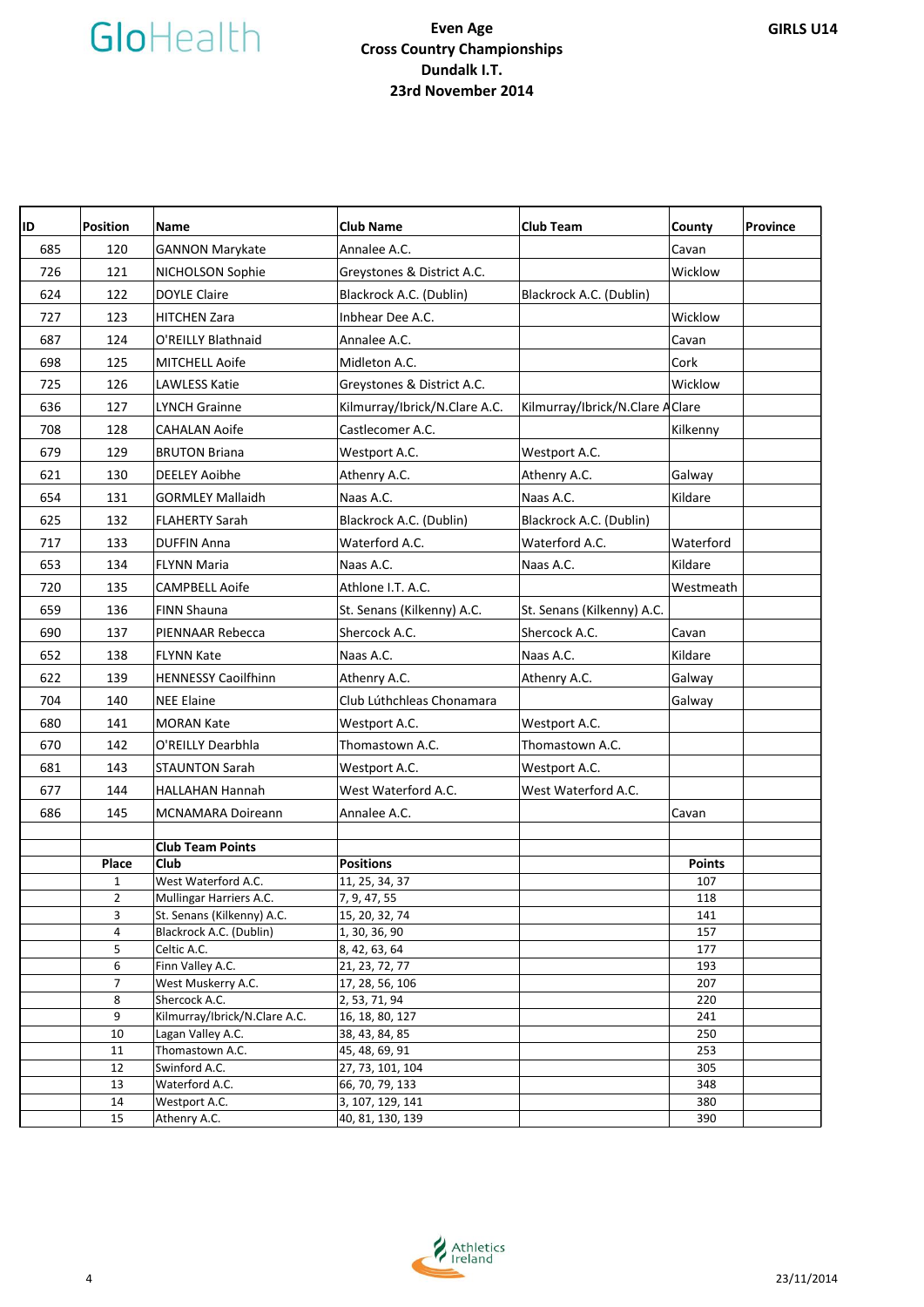GloHealth

# Even Age Cross Country Championships
## Dundalk I.T.
## 23rd November 2014

**GIRLS U14**

| ID | Position | Name | Club Name | Club Team | County | Province |
|---|---|---|---|---|---|---|
| 685 | 120 | GANNON Marykate | Annalee A.C. | | Cavan | |
| 726 | 121 | NICHOLSON Sophie | Greystones & District A.C. | | Wicklow | |
| 624 | 122 | DOYLE Claire | Blackrock A.C. (Dublin) | Blackrock A.C. (Dublin) | | |
| 727 | 123 | HITCHEN Zara | Inbhear Dee A.C. | | Wicklow | |
| 687 | 124 | O'REILLY Blathnaid | Annalee A.C. | | Cavan | |
| 698 | 125 | MITCHELL Aoife | Midleton A.C. | | Cork | |
| 725 | 126 | LAWLESS Katie | Greystones & District A.C. | | Wicklow | |
| 636 | 127 | LYNCH Grainne | Kilmurray/Ibrick/N.Clare A.C. | Kilmurray/Ibrick/N.Clare A | Clare | |
| 708 | 128 | CAHALAN Aoife | Castlecomer A.C. | | Kilkenny | |
| 679 | 129 | BRUTON Briana | Westport A.C. | Westport A.C. | | |
| 621 | 130 | DEELEY Aoibhe | Athenry A.C. | Athenry A.C. | Galway | |
| 654 | 131 | GORMLEY Mallaidh | Naas A.C. | Naas A.C. | Kildare | |
| 625 | 132 | FLAHERTY Sarah | Blackrock A.C. (Dublin) | Blackrock A.C. (Dublin) | | |
| 717 | 133 | DUFFIN Anna | Waterford A.C. | Waterford A.C. | Waterford | |
| 653 | 134 | FLYNN Maria | Naas A.C. | Naas A.C. | Kildare | |
| 720 | 135 | CAMPBELL Aoife | Athlone I.T. A.C. | | Westmeath | |
| 659 | 136 | FINN Shauna | St. Senans (Kilkenny) A.C. | St. Senans (Kilkenny) A.C. | | |
| 690 | 137 | PIENNAAR Rebecca | Shercock A.C. | Shercock A.C. | Cavan | |
| 652 | 138 | FLYNN Kate | Naas A.C. | Naas A.C. | Kildare | |
| 622 | 139 | HENNESSY Caoilfhinn | Athenry A.C. | Athenry A.C. | Galway | |
| 704 | 140 | NEE Elaine | Club Lúthchleas Chonamara | | Galway | |
| 680 | 141 | MORAN Kate | Westport A.C. | Westport A.C. | | |
| 670 | 142 | O'REILLY Dearbhla | Thomastown A.C. | Thomastown A.C. | | |
| 681 | 143 | STAUNTON Sarah | Westport A.C. | Westport A.C. | | |
| 677 | 144 | HALLAHAN Hannah | West Waterford A.C. | West Waterford A.C. | | |
| 686 | 145 | MCNAMARA Doireann | Annalee A.C. | | Cavan | |

**Club Team Points**

| Place | Club | Positions | Points |
|---|---|---|---|
| 1 | West Waterford A.C. | 11, 25, 34, 37 | 107 |
| 2 | Mullingar Harriers A.C. | 7, 9, 47, 55 | 118 |
| 3 | St. Senans (Kilkenny) A.C. | 15, 20, 32, 74 | 141 |
| 4 | Blackrock A.C. (Dublin) | 1, 30, 36, 90 | 157 |
| 5 | Celtic A.C. | 8, 42, 63, 64 | 177 |
| 6 | Finn Valley A.C. | 21, 23, 72, 77 | 193 |
| 7 | West Muskerry A.C. | 17, 28, 56, 106 | 207 |
| 8 | Shercock A.C. | 2, 53, 71, 94 | 220 |
| 9 | Kilmurray/Ibrick/N.Clare A.C. | 16, 18, 80, 127 | 241 |
| 10 | Lagan Valley A.C. | 38, 43, 84, 85 | 250 |
| 11 | Thomastown A.C. | 45, 48, 69, 91 | 253 |
| 12 | Swinford A.C. | 27, 73, 101, 104 | 305 |
| 13 | Waterford A.C. | 66, 70, 79, 133 | 348 |
| 14 | Westport A.C. | 3, 107, 129, 141 | 380 |
| 15 | Athenry A.C. | 40, 81, 130, 139 | 390 |

Athletics Ireland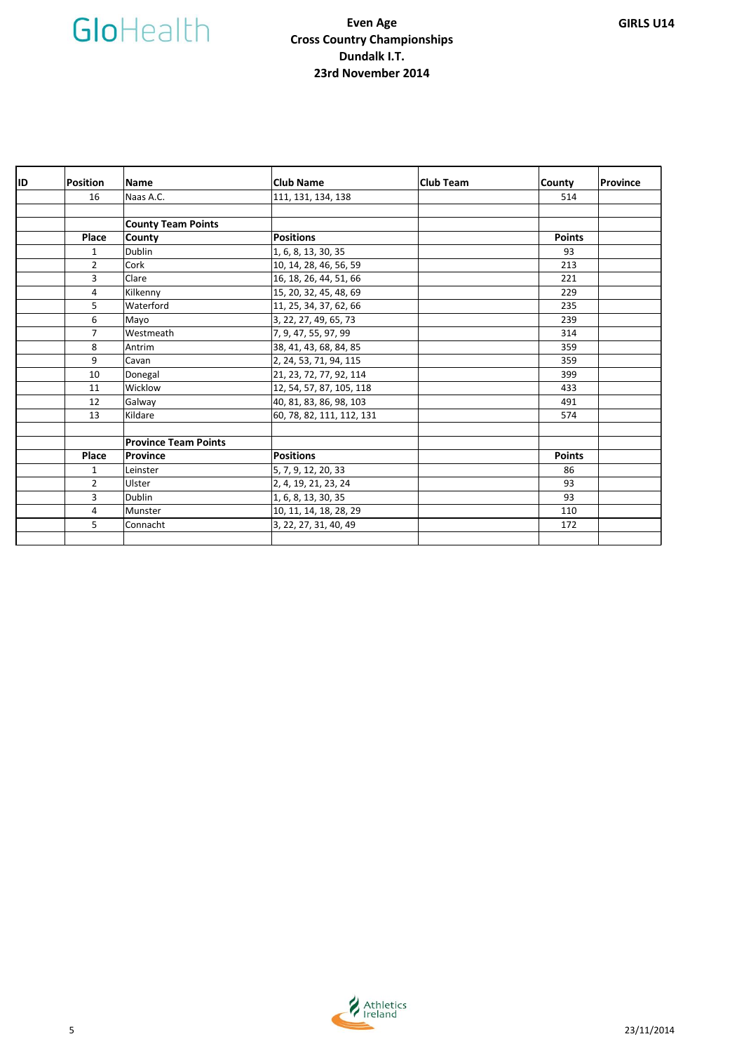GloHealth

**Even Age**
**Cross Country Championships**
**Dundalk I.T.**
**23rd November 2014**

**GIRLS U14**

| ID | Position | Name | Club Name | Club Team | County | Province |
|---|---|---|---|---|---|---|
| | 16 | Naas A.C. | 111, 131, 134, 138 | | 514 | |
| | | | | | | |
| | | **County Team Points** | | | | |
| | **Place** | **County** | **Positions** | | **Points** | |
| | 1 | Dublin | 1, 6, 8, 13, 30, 35 | | 93 | |
| | 2 | Cork | 10, 14, 28, 46, 56, 59 | | 213 | |
| | 3 | Clare | 16, 18, 26, 44, 51, 66 | | 221 | |
| | 4 | Kilkenny | 15, 20, 32, 45, 48, 69 | | 229 | |
| | 5 | Waterford | 11, 25, 34, 37, 62, 66 | | 235 | |
| | 6 | Mayo | 3, 22, 27, 49, 65, 73 | | 239 | |
| | 7 | Westmeath | 7, 9, 47, 55, 97, 99 | | 314 | |
| | 8 | Antrim | 38, 41, 43, 68, 84, 85 | | 359 | |
| | 9 | Cavan | 2, 24, 53, 71, 94, 115 | | 359 | |
| | 10 | Donegal | 21, 23, 72, 77, 92, 114 | | 399 | |
| | 11 | Wicklow | 12, 54, 57, 87, 105, 118 | | 433 | |
| | 12 | Galway | 40, 81, 83, 86, 98, 103 | | 491 | |
| | 13 | Kildare | 60, 78, 82, 111, 112, 131 | | 574 | |
| | | | | | | |
| | | **Province Team Points** | | | | |
| | **Place** | **Province** | **Positions** | | **Points** | |
| | 1 | Leinster | 5, 7, 9, 12, 20, 33 | | 86 | |
| | 2 | Ulster | 2, 4, 19, 21, 23, 24 | | 93 | |
| | 3 | Dublin | 1, 6, 8, 13, 30, 35 | | 93 | |
| | 4 | Munster | 10, 11, 14, 18, 28, 29 | | 110 | |
| | 5 | Connacht | 3, 22, 27, 31, 40, 49 | | 172 | |
| | | | | | | |

Athletics Ireland

23/11/2014